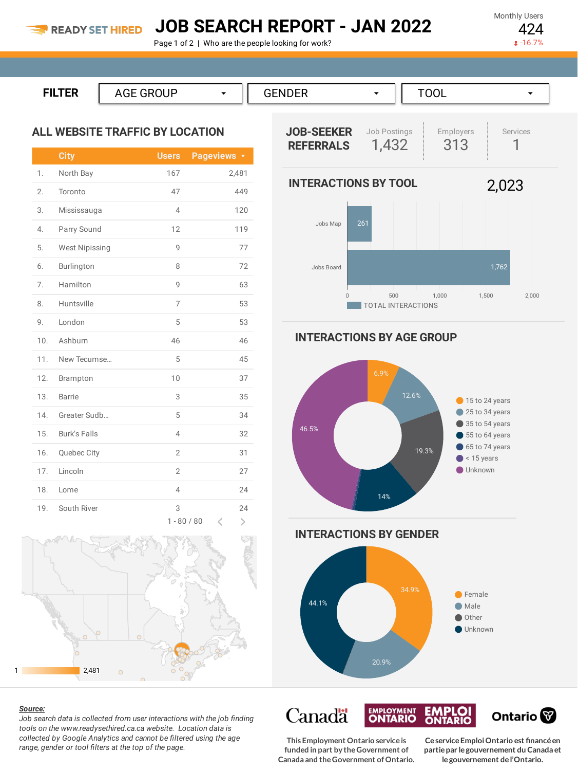READY SET HIRED

# JOB SEARCH REPORT - JAN 2022

Page 1 of 2 | Who are the people looking for work?

Monthly Users
424
-16.7%

FILTER: AGE GROUP | GENDER | TOOL

## ALL WEBSITE TRAFFIC BY LOCATION

| | City | Users | Pageviews |
|---|---|---|---|
| 1. | North Bay | 167 | 2,481 |
| 2. | Toronto | 47 | 449 |
| 3. | Mississauga | 4 | 120 |
| 4. | Parry Sound | 12 | 119 |
| 5. | West Nipissing | 9 | 77 |
| 6. | Burlington | 8 | 72 |
| 7. | Hamilton | 9 | 63 |
| 8. | Huntsville | 7 | 53 |
| 9. | London | 5 | 53 |
| 10. | Ashburn | 46 | 46 |
| 11. | New Tecumse… | 5 | 45 |
| 12. | Brampton | 10 | 37 |
| 13. | Barrie | 3 | 35 |
| 14. | Greater Sudb… | 5 | 34 |
| 15. | Burk's Falls | 4 | 32 |
| 16. | Quebec City | 2 | 31 |
| 17. | Lincoln | 2 | 27 |
| 18. | Lome | 4 | 24 |
| 19. | South River | 3 | 24 |

1 - 80 / 80

Map scale: 1 – 2,481

## JOB-SEEKER REFERRALS

| Job Postings | Employers | Services |
|---|---|---|
| 1,432 | 313 | 1 |

## INTERACTIONS BY TOOL

2,023

| Tool | Total Interactions |
|---|---|
| Jobs Map | 261 |
| Jobs Board | 1,762 |

## INTERACTIONS BY AGE GROUP

| Age Group | Share |
|---|---|
| 15 to 24 years | 6.9% |
| 25 to 34 years | 12.6% |
| 35 to 54 years | 19.3% |
| 55 to 64 years | 14% |
| 65 to 74 years | |
| < 15 years | |
| Unknown | 46.5% |

## INTERACTIONS BY GENDER

| Gender | Share |
|---|---|
| Female | 34.9% |
| Male | 20.9% |
| Other | |
| Unknown | 44.1% |

***Source:***
*Job search data is collected from user interactions with the job finding tools on the www.readysethired.ca.ca website. Location data is collected by Google Analytics and cannot be filtered using the age range, gender or tool filters at the top of the page.*

Canada | Employment Ontario / Emploi Ontario | Ontario

This Employment Ontario service is funded in part by the Government of Canada and the Government of Ontario.

Ce service Emploi Ontario est financé en partie par le gouvernement du Canada et le gouvernement de l'Ontario.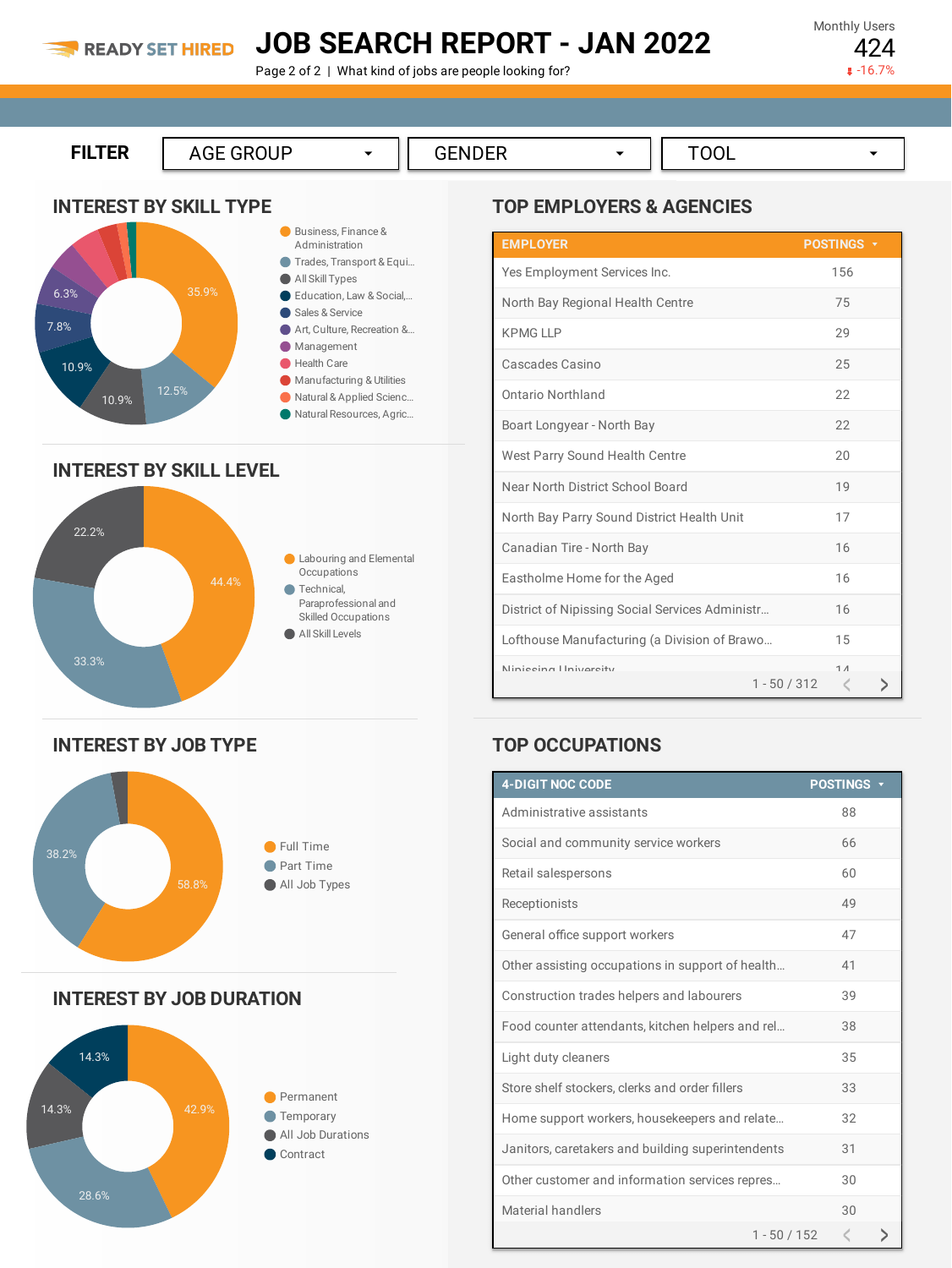READY SET HIRED

# JOB SEARCH REPORT - JAN 2022

Page 2 of 2 | What kind of jobs are people looking for?

Monthly Users
424
-16.7%

FILTER
AGE GROUP
GENDER
TOOL

## INTEREST BY SKILL TYPE

35.9%
12.5%
10.9%
10.9%
7.8%
6.3%

Business, Finance & Administration
Trades, Transport & Equi...
All Skill Types
Education, Law & Social,...
Sales & Service
Art, Culture, Recreation &...
Management
Health Care
Manufacturing & Utilities
Natural & Applied Scienc...
Natural Resources, Agric...

## INTEREST BY SKILL LEVEL

44.4%
33.3%
22.2%

Labouring and Elemental Occupations
Technical, Paraprofessional and Skilled Occupations
All Skill Levels

## INTEREST BY JOB TYPE

58.8%
38.2%

Full Time
Part Time
All Job Types

## INTEREST BY JOB DURATION

42.9%
28.6%
14.3%
14.3%

Permanent
Temporary
All Job Durations
Contract

## TOP EMPLOYERS & AGENCIES

| EMPLOYER | POSTINGS |
|---|---|
| Yes Employment Services Inc. | 156 |
| North Bay Regional Health Centre | 75 |
| KPMG LLP | 29 |
| Cascades Casino | 25 |
| Ontario Northland | 22 |
| Boart Longyear - North Bay | 22 |
| West Parry Sound Health Centre | 20 |
| Near North District School Board | 19 |
| North Bay Parry Sound District Health Unit | 17 |
| Canadian Tire - North Bay | 16 |
| Eastholme Home for the Aged | 16 |
| District of Nipissing Social Services Administr... | 16 |
| Lofthouse Manufacturing (a Division of Brawo... | 15 |
| Nipissing University | 14 |

1 - 50 / 312

## TOP OCCUPATIONS

| 4-DIGIT NOC CODE | POSTINGS |
|---|---|
| Administrative assistants | 88 |
| Social and community service workers | 66 |
| Retail salespersons | 60 |
| Receptionists | 49 |
| General office support workers | 47 |
| Other assisting occupations in support of health... | 41 |
| Construction trades helpers and labourers | 39 |
| Food counter attendants, kitchen helpers and rel... | 38 |
| Light duty cleaners | 35 |
| Store shelf stockers, clerks and order fillers | 33 |
| Home support workers, housekeepers and relate... | 32 |
| Janitors, caretakers and building superintendents | 31 |
| Other customer and information services repres... | 30 |
| Material handlers | 30 |

1 - 50 / 152